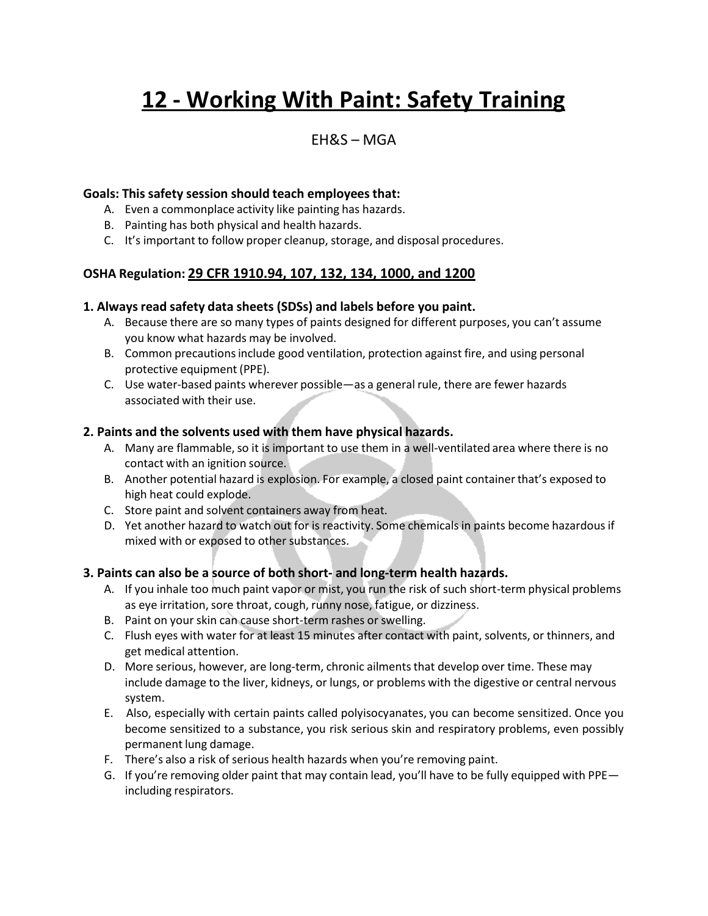# 12 - Working With Paint: Safety Training

EH&S – MGA

**Goals: This safety session should teach employees that:**

A. Even a commonplace activity like painting has hazards.
B. Painting has both physical and health hazards.
C. It's important to follow proper cleanup, storage, and disposal procedures.

**OSHA Regulation: 29 CFR 1910.94, 107, 132, 134, 1000, and 1200**

### 1. Always read safety data sheets (SDSs) and labels before you paint.

A. Because there are so many types of paints designed for different purposes, you can't assume you know what hazards may be involved.
B. Common precautions include good ventilation, protection against fire, and using personal protective equipment (PPE).
C. Use water-based paints wherever possible—as a general rule, there are fewer hazards associated with their use.

### 2. Paints and the solvents used with them have physical hazards.

A. Many are flammable, so it is important to use them in a well-ventilated area where there is no contact with an ignition source.
B. Another potential hazard is explosion. For example, a closed paint container that's exposed to high heat could explode.
C. Store paint and solvent containers away from heat.
D. Yet another hazard to watch out for is reactivity. Some chemicals in paints become hazardous if mixed with or exposed to other substances.

### 3. Paints can also be a source of both short- and long-term health hazards.

A. If you inhale too much paint vapor or mist, you run the risk of such short-term physical problems as eye irritation, sore throat, cough, runny nose, fatigue, or dizziness.
B. Paint on your skin can cause short-term rashes or swelling.
C. Flush eyes with water for at least 15 minutes after contact with paint, solvents, or thinners, and get medical attention.
D. More serious, however, are long-term, chronic ailments that develop over time. These may include damage to the liver, kidneys, or lungs, or problems with the digestive or central nervous system.
E. Also, especially with certain paints called polyisocyanates, you can become sensitized. Once you become sensitized to a substance, you risk serious skin and respiratory problems, even possibly permanent lung damage.
F. There's also a risk of serious health hazards when you're removing paint.
G. If you're removing older paint that may contain lead, you'll have to be fully equipped with PPE—including respirators.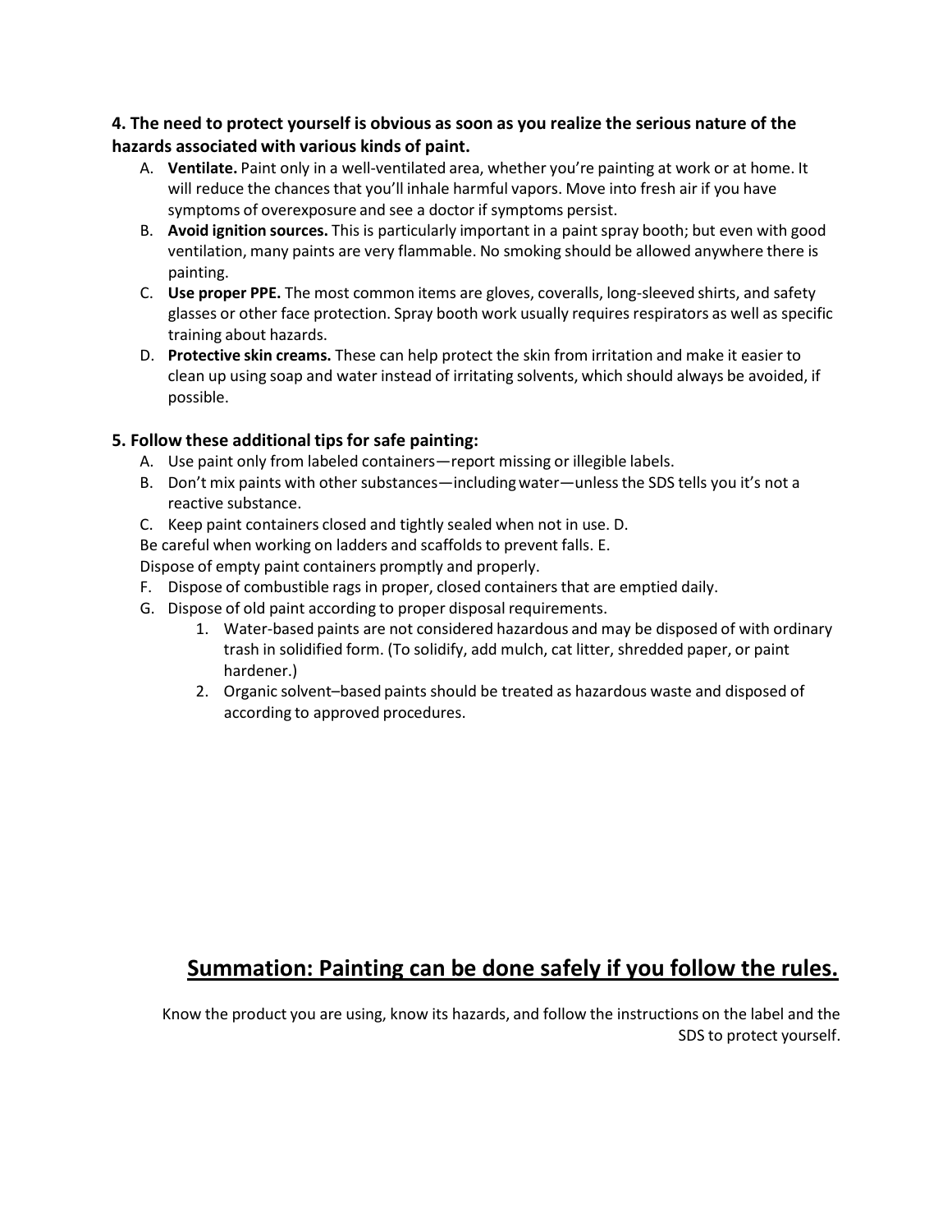**4. The need to protect yourself is obvious as soon as you realize the serious nature of the hazards associated with various kinds of paint.**

A. **Ventilate.** Paint only in a well-ventilated area, whether you're painting at work or at home. It will reduce the chances that you'll inhale harmful vapors. Move into fresh air if you have symptoms of overexposure and see a doctor if symptoms persist.

B. **Avoid ignition sources.** This is particularly important in a paint spray booth; but even with good ventilation, many paints are very flammable. No smoking should be allowed anywhere there is painting.

C. **Use proper PPE.** The most common items are gloves, coveralls, long-sleeved shirts, and safety glasses or other face protection. Spray booth work usually requires respirators as well as specific training about hazards.

D. **Protective skin creams.** These can help protect the skin from irritation and make it easier to clean up using soap and water instead of irritating solvents, which should always be avoided, if possible.

**5. Follow these additional tips for safe painting:**

A. Use paint only from labeled containers—report missing or illegible labels.

B. Don't mix paints with other substances—including water—unless the SDS tells you it's not a reactive substance.

C. Keep paint containers closed and tightly sealed when not in use. D. Be careful when working on ladders and scaffolds to prevent falls. E. Dispose of empty paint containers promptly and properly.

F. Dispose of combustible rags in proper, closed containers that are emptied daily.

G. Dispose of old paint according to proper disposal requirements.

1. Water-based paints are not considered hazardous and may be disposed of with ordinary trash in solidified form. (To solidify, add mulch, cat litter, shredded paper, or paint hardener.)
2. Organic solvent–based paints should be treated as hazardous waste and disposed of according to approved procedures.

## Summation: Painting can be done safely if you follow the rules.

Know the product you are using, know its hazards, and follow the instructions on the label and the SDS to protect yourself.